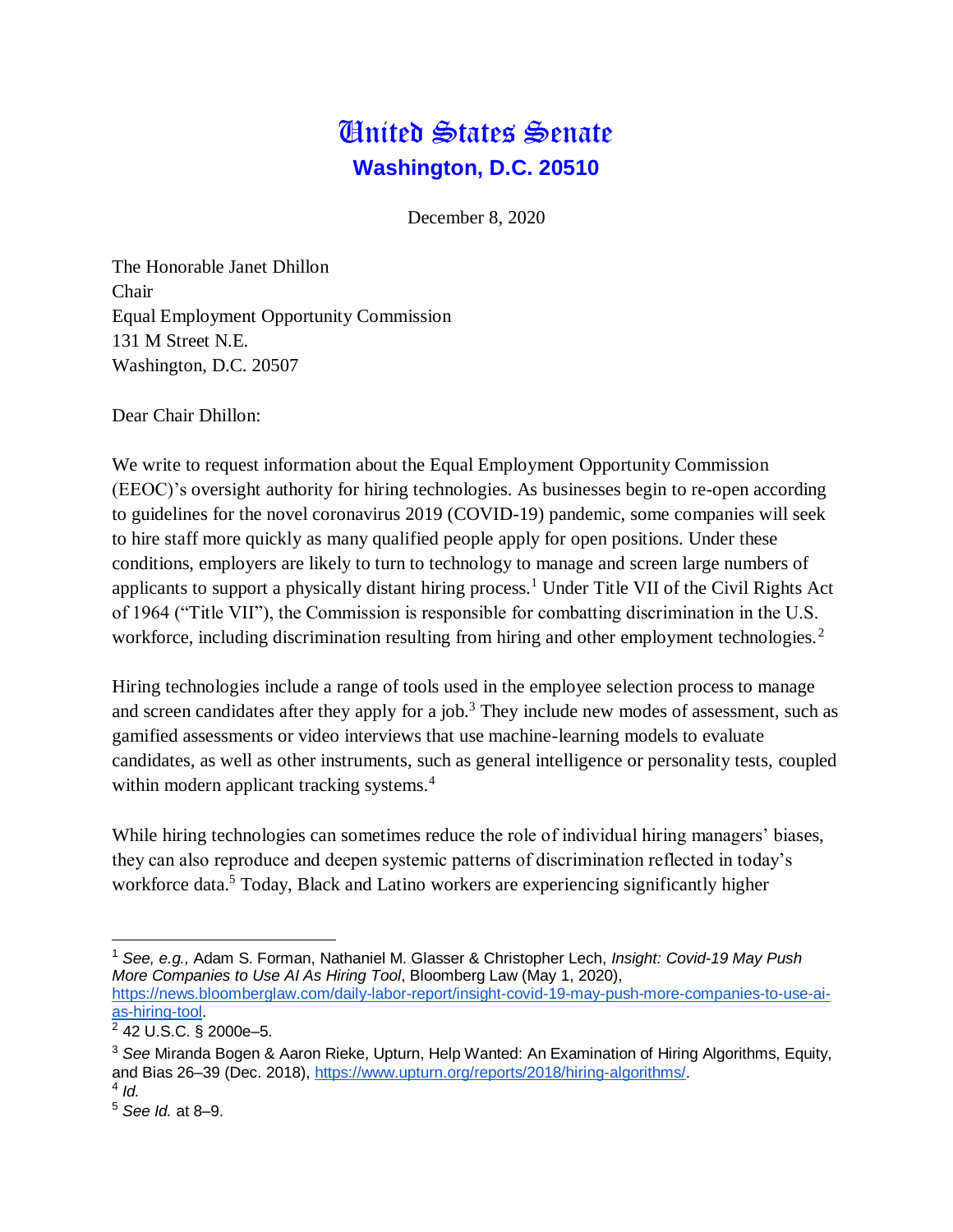# United States Senate

**Washington, D.C. 20510**

December 8, 2020

The Honorable Janet Dhillon
Chair
Equal Employment Opportunity Commission
131 M Street N.E.
Washington, D.C. 20507

Dear Chair Dhillon:

We write to request information about the Equal Employment Opportunity Commission (EEOC)'s oversight authority for hiring technologies. As businesses begin to re-open according to guidelines for the novel coronavirus 2019 (COVID-19) pandemic, some companies will seek to hire staff more quickly as many qualified people apply for open positions. Under these conditions, employers are likely to turn to technology to manage and screen large numbers of applicants to support a physically distant hiring process.[1] Under Title VII of the Civil Rights Act of 1964 ("Title VII"), the Commission is responsible for combatting discrimination in the U.S. workforce, including discrimination resulting from hiring and other employment technologies.[2]

Hiring technologies include a range of tools used in the employee selection process to manage and screen candidates after they apply for a job.[3] They include new modes of assessment, such as gamified assessments or video interviews that use machine-learning models to evaluate candidates, as well as other instruments, such as general intelligence or personality tests, coupled within modern applicant tracking systems.[4]

While hiring technologies can sometimes reduce the role of individual hiring managers' biases, they can also reproduce and deepen systemic patterns of discrimination reflected in today's workforce data.[5] Today, Black and Latino workers are experiencing significantly higher

---

[1] *See, e.g.,* Adam S. Forman, Nathaniel M. Glasser & Christopher Lech, *Insight: Covid-19 May Push More Companies to Use AI As Hiring Tool*, Bloomberg Law (May 1, 2020), https://news.bloomberglaw.com/daily-labor-report/insight-covid-19-may-push-more-companies-to-use-ai-as-hiring-tool.

[2] 42 U.S.C. § 2000e–5.

[3] *See* Miranda Bogen & Aaron Rieke, Upturn, Help Wanted: An Examination of Hiring Algorithms, Equity, and Bias 26–39 (Dec. 2018), https://www.upturn.org/reports/2018/hiring-algorithms/.

[4] *Id.*

[5] *See Id.* at 8–9.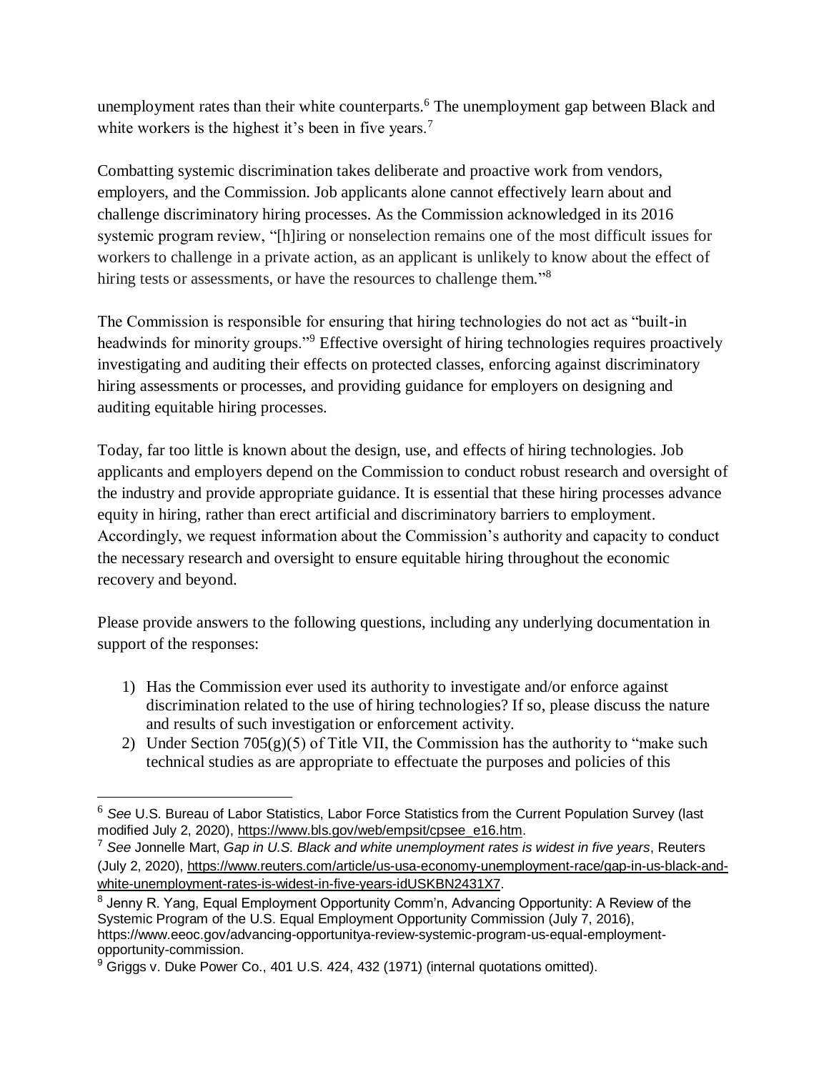unemployment rates than their white counterparts.[6] The unemployment gap between Black and white workers is the highest it's been in five years.[7]

Combatting systemic discrimination takes deliberate and proactive work from vendors, employers, and the Commission. Job applicants alone cannot effectively learn about and challenge discriminatory hiring processes. As the Commission acknowledged in its 2016 systemic program review, "[h]iring or nonselection remains one of the most difficult issues for workers to challenge in a private action, as an applicant is unlikely to know about the effect of hiring tests or assessments, or have the resources to challenge them."[8]

The Commission is responsible for ensuring that hiring technologies do not act as "built-in headwinds for minority groups."[9] Effective oversight of hiring technologies requires proactively investigating and auditing their effects on protected classes, enforcing against discriminatory hiring assessments or processes, and providing guidance for employers on designing and auditing equitable hiring processes.

Today, far too little is known about the design, use, and effects of hiring technologies. Job applicants and employers depend on the Commission to conduct robust research and oversight of the industry and provide appropriate guidance. It is essential that these hiring processes advance equity in hiring, rather than erect artificial and discriminatory barriers to employment. Accordingly, we request information about the Commission's authority and capacity to conduct the necessary research and oversight to ensure equitable hiring throughout the economic recovery and beyond.

Please provide answers to the following questions, including any underlying documentation in support of the responses:

1) Has the Commission ever used its authority to investigate and/or enforce against discrimination related to the use of hiring technologies? If so, please discuss the nature and results of such investigation or enforcement activity.
2) Under Section 705(g)(5) of Title VII, the Commission has the authority to "make such technical studies as are appropriate to effectuate the purposes and policies of this

---

[6] *See* U.S. Bureau of Labor Statistics, Labor Force Statistics from the Current Population Survey (last modified July 2, 2020), https://www.bls.gov/web/empsit/cpsee_e16.htm.

[7] *See* Jonnelle Mart, *Gap in U.S. Black and white unemployment rates is widest in five years*, Reuters (July 2, 2020), https://www.reuters.com/article/us-usa-economy-unemployment-race/gap-in-us-black-and-white-unemployment-rates-is-widest-in-five-years-idUSKBN2431X7.

[8] Jenny R. Yang, Equal Employment Opportunity Comm'n, Advancing Opportunity: A Review of the Systemic Program of the U.S. Equal Employment Opportunity Commission (July 7, 2016), https://www.eeoc.gov/advancing-opportunitya-review-systemic-program-us-equal-employment-opportunity-commission.

[9] Griggs v. Duke Power Co., 401 U.S. 424, 432 (1971) (internal quotations omitted).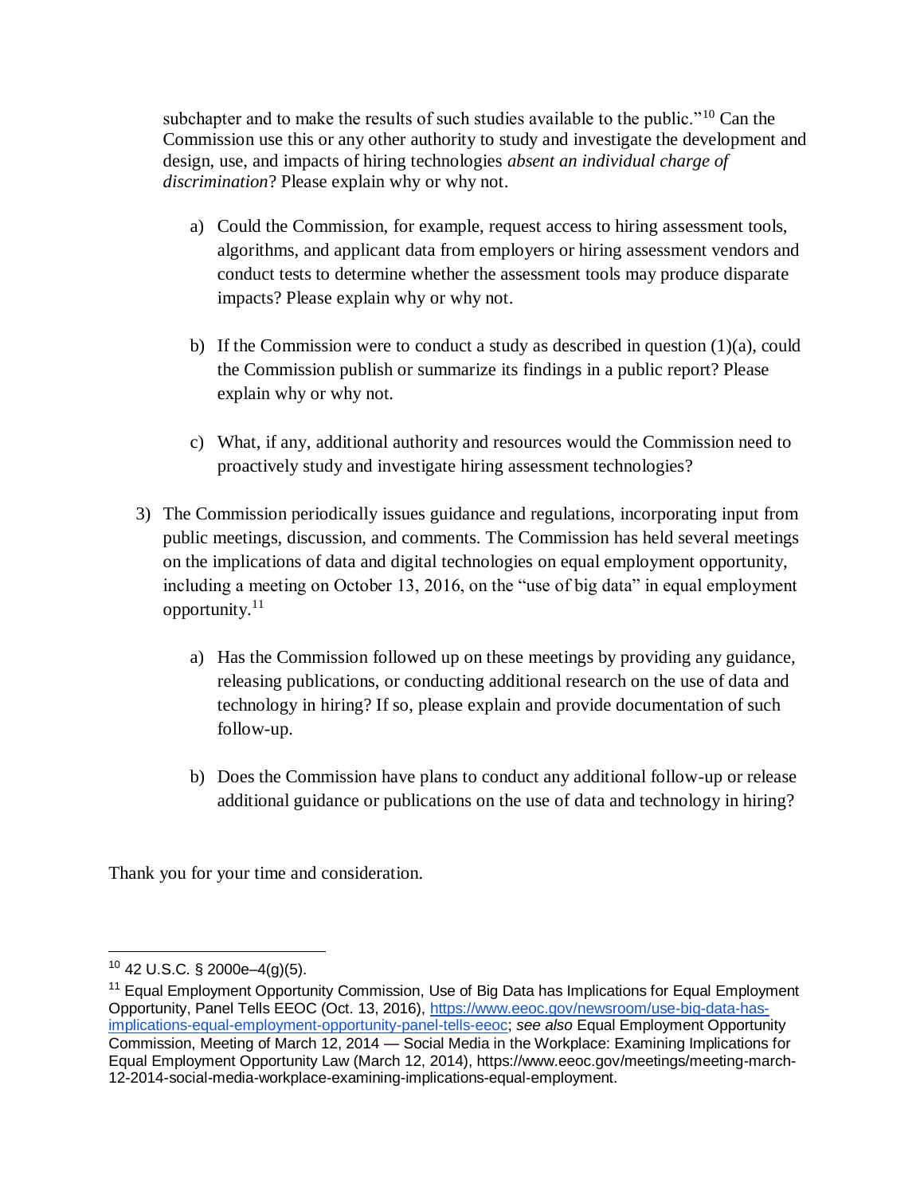subchapter and to make the results of such studies available to the public."[10] Can the Commission use this or any other authority to study and investigate the development and design, use, and impacts of hiring technologies *absent an individual charge of discrimination*? Please explain why or why not.

a) Could the Commission, for example, request access to hiring assessment tools, algorithms, and applicant data from employers or hiring assessment vendors and conduct tests to determine whether the assessment tools may produce disparate impacts? Please explain why or why not.

b) If the Commission were to conduct a study as described in question (1)(a), could the Commission publish or summarize its findings in a public report? Please explain why or why not.

c) What, if any, additional authority and resources would the Commission need to proactively study and investigate hiring assessment technologies?

3) The Commission periodically issues guidance and regulations, incorporating input from public meetings, discussion, and comments. The Commission has held several meetings on the implications of data and digital technologies on equal employment opportunity, including a meeting on October 13, 2016, on the "use of big data" in equal employment opportunity.[11]

a) Has the Commission followed up on these meetings by providing any guidance, releasing publications, or conducting additional research on the use of data and technology in hiring? If so, please explain and provide documentation of such follow-up.

b) Does the Commission have plans to conduct any additional follow-up or release additional guidance or publications on the use of data and technology in hiring?

Thank you for your time and consideration.

---

[10] 42 U.S.C. § 2000e–4(g)(5).

[11] Equal Employment Opportunity Commission, Use of Big Data has Implications for Equal Employment Opportunity, Panel Tells EEOC (Oct. 13, 2016), https://www.eeoc.gov/newsroom/use-big-data-has-implications-equal-employment-opportunity-panel-tells-eeoc; *see also* Equal Employment Opportunity Commission, Meeting of March 12, 2014 — Social Media in the Workplace: Examining Implications for Equal Employment Opportunity Law (March 12, 2014), https://www.eeoc.gov/meetings/meeting-march-12-2014-social-media-workplace-examining-implications-equal-employment.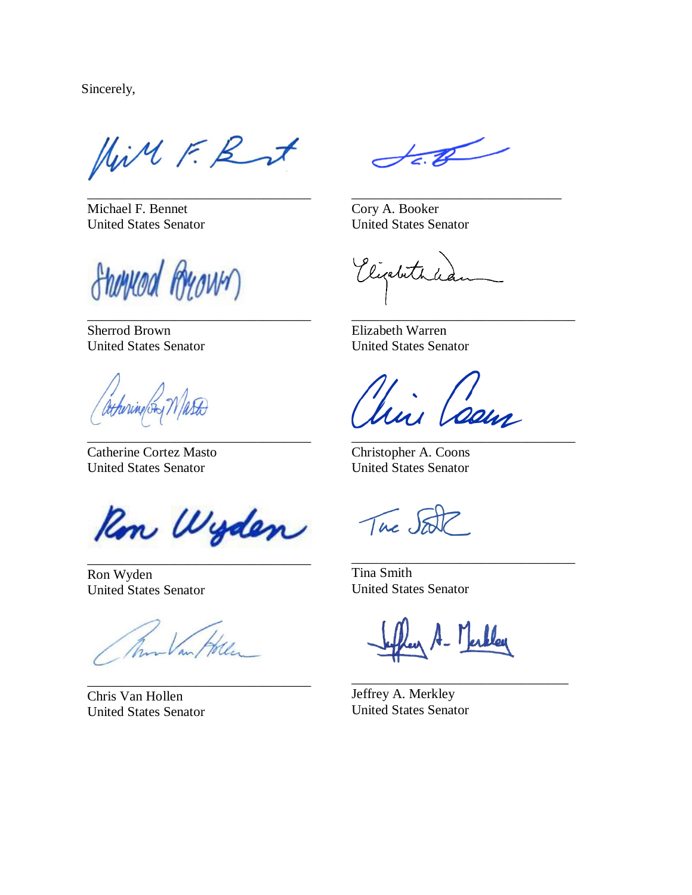Sincerely,

Michael F. Bennet
United States Senator

Cory A. Booker
United States Senator

Sherrod Brown
United States Senator

Elizabeth Warren
United States Senator

Catherine Cortez Masto
United States Senator

Christopher A. Coons
United States Senator

Ron Wyden
United States Senator

Tina Smith
United States Senator

Chris Van Hollen
United States Senator

Jeffrey A. Merkley
United States Senator